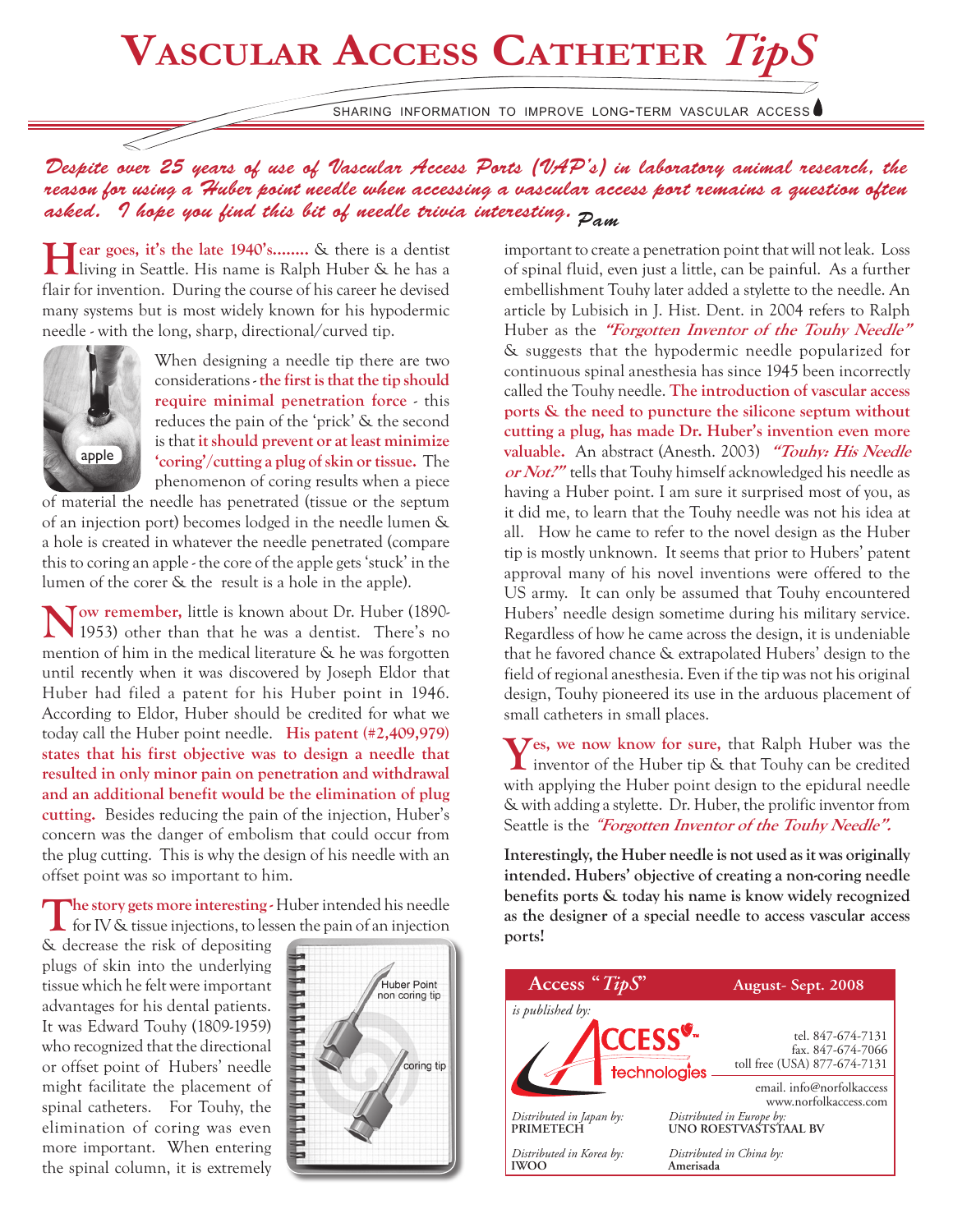# Vascular Access Catheter *TipS*

SHARING INFORMATION TO IMPROVE LONG-TERM VASCULAR ACCESS

*Despite over 25 years of use of Vascular Access Ports (VAP's) in laboratory animal research, the reason for using a Huber point needle when accessing a vascular access port remains a question often asked. I hope you find this bit of needle trivia interesting. Pam*

**Hear goes, it's the late 1940's........** & there is a dentist living in Seattle. His name is Ralph Huber & he has a flair for invention. During the course of his career he devised many systems but is most widely known for his hypodermic needle - with the long, sharp, directional/curved tip.

apple

When designing a needle tip there are two considerations - **the first is that the tip should require minimal penetration force** - this reduces the pain of the 'prick' & the second is that **it should prevent or at least minimize 'coring'/cutting a plug of skin or tissue.** The phenomenon of coring results when a piece of material the needle has penetrated (tissue or the septum of an injection port) becomes lodged in the needle lumen & a hole is created in whatever the needle penetrated (compare this to coring an apple - the core of the apple gets 'stuck' in the lumen of the corer & the result is a hole in the apple).

**Now remember,** little is known about Dr. Huber (1890-1953) other than that he was a dentist. There's no mention of him in the medical literature & he was forgotten until recently when it was discovered by Joseph Eldor that Huber had filed a patent for his Huber point in 1946. According to Eldor, Huber should be credited for what we today call the Huber point needle. **His patent (#2,409,979) states that his first objective was to design a needle that resulted in only minor pain on penetration and withdrawal and an additional benefit would be the elimination of plug cutting.** Besides reducing the pain of the injection, Huber's concern was the danger of embolism that could occur from the plug cutting. This is why the design of his needle with an offset point was so important to him.

**The story gets more interesting** - Huber intended his needle for IV & tissue injections, to lessen the pain of an injection & decrease the risk of depositing plugs of skin into the underlying tissue which he felt were important advantages for his dental patients. It was Edward Touhy (1809-1959) who recognized that the directional or offset point of Hubers' needle might facilitate the placement of spinal catheters. For Touhy, the elimination of coring was even more important. When entering the spinal column, it is extremely important to create a penetration point that will not leak. Loss of spinal fluid, even just a little, can be painful. As a further embellishment Touhy later added a stylette to the needle. An article by Lubisich in J. Hist. Dent. in 2004 refers to Ralph Huber as the ***"Forgotten Inventor of the Touhy Needle"*** & suggests that the hypodermic needle popularized for continuous spinal anesthesia has since 1945 been incorrectly called the Touhy needle. **The introduction of vascular access ports & the need to puncture the silicone septum without cutting a plug, has made Dr. Huber's invention even more valuable.** An abstract (Anesth. 2003) ***"Touhy: His Needle or Not?"*** tells that Touhy himself acknowledged his needle as having a Huber point. I am sure it surprised most of you, as it did me, to learn that the Touhy needle was not his idea at all. How he came to refer to the novel design as the Huber tip is mostly unknown. It seems that prior to Hubers' patent approval many of his novel inventions were offered to the US army. It can only be assumed that Touhy encountered Hubers' needle design sometime during his military service. Regardless of how he came across the design, it is undeniable that he favored chance & extrapolated Hubers' design to the field of regional anesthesia. Even if the tip was not his original design, Touhy pioneered its use in the arduous placement of small catheters in small places.

Huber Point non coring tip

coring tip

**Yes, we now know for sure,** that Ralph Huber was the inventor of the Huber tip & that Touhy can be credited with applying the Huber point design to the epidural needle & with adding a stylette. Dr. Huber, the prolific inventor from Seattle is the ***"Forgotten Inventor of the Touhy Needle".***

**Interestingly, the Huber needle is not used as it was originally intended. Hubers' objective of creating a non-coring needle benefits ports & today his name is know widely recognized as the designer of a special needle to access vascular access ports!**

---

**Access "*TipS*"** — **August- Sept. 2008**

*is published by:*

ACCESS technologies

tel. 847-674-7131
fax. 847-674-7066
toll free (USA) 877-674-7131

email. info@norfolkaccess
www.norfolkaccess.com

*Distributed in Japan by:* **PRIMETECH**

*Distributed in Europe by:* **UNO ROESTVASTSTAAL BV**

*Distributed in Korea by:* **IWOO**

*Distributed in China by:* **Amerisada**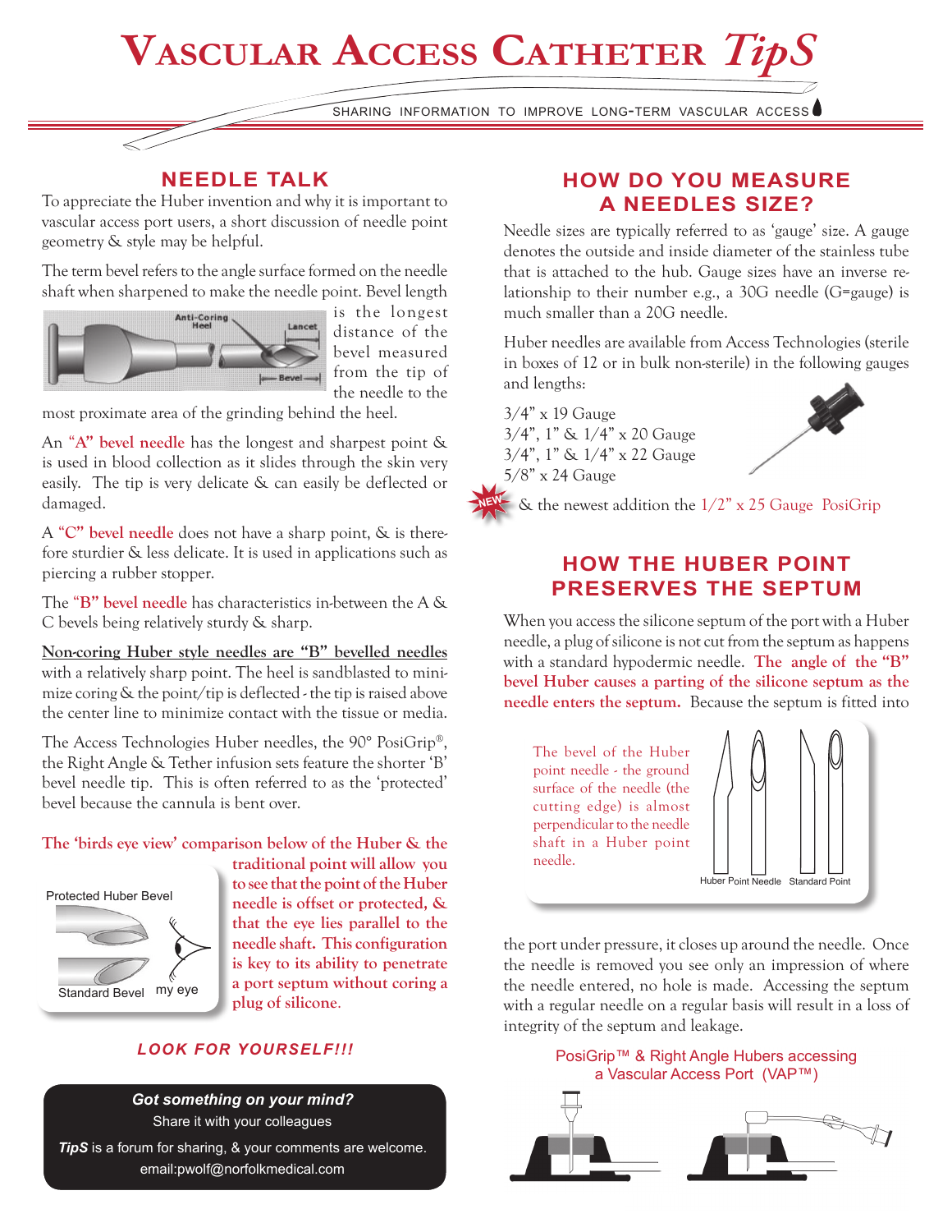# Vascular Access Catheter TipS

SHARING INFORMATION TO IMPROVE LONG-TERM VASCULAR ACCESS

## NEEDLE TALK

To appreciate the Huber invention and why it is important to vascular access port users, a short discussion of needle point geometry & style may be helpful.

The term bevel refers to the angle surface formed on the needle shaft when sharpened to make the needle point. Bevel length is the longest distance of the bevel measured from the tip of the needle to the most proximate area of the grinding behind the heel.

Anti-Coring Heel
Lancet
Bevel

An **"A" bevel needle** has the longest and sharpest point & is used in blood collection as it slides through the skin very easily. The tip is very delicate & can easily be deflected or damaged.

A **"C" bevel needle** does not have a sharp point, & is therefore sturdier & less delicate. It is used in applications such as piercing a rubber stopper.

The **"B" bevel needle** has characteristics in-between the A & C bevels being relatively sturdy & sharp.

**Non-coring Huber style needles are "B" bevelled needles** with a relatively sharp point. The heel is sandblasted to minimize coring & the point/tip is deflected - the tip is raised above the center line to minimize contact with the tissue or media.

The Access Technologies Huber needles, the 90° PosiGrip®, the Right Angle & Tether infusion sets feature the shorter 'B' bevel needle tip. This is often referred to as the 'protected' bevel because the cannula is bent over.

**The 'birds eye view' comparison below of the Huber & the traditional point will allow you to see that the point of the Huber needle is offset or protected, & that the eye lies parallel to the needle shaft. This configuration is key to its ability to penetrate a port septum without coring a plug of silicone.**

Protected Huber Bevel
Standard Bevel
my eye

***LOOK FOR YOURSELF!!!***

***Got something on your mind?***
Share it with your colleagues
***TipS*** is a forum for sharing, & your comments are welcome.
email:pwolf@norfolkmedical.com

## HOW DO YOU MEASURE A NEEDLES SIZE?

Needle sizes are typically referred to as 'gauge' size. A gauge denotes the outside and inside diameter of the stainless tube that is attached to the hub. Gauge sizes have an inverse relationship to their number e.g., a 30G needle (G=gauge) is much smaller than a 20G needle.

Huber needles are available from Access Technologies (sterile in boxes of 12 or in bulk non-sterile) in the following gauges and lengths:

3/4" x 19 Gauge
3/4", 1" & 1/4" x 20 Gauge
3/4", 1" & 1/4" x 22 Gauge
5/8" x 24 Gauge

NEW & the newest addition the 1/2" x 25 Gauge PosiGrip

## HOW THE HUBER POINT PRESERVES THE SEPTUM

When you access the silicone septum of the port with a Huber needle, a plug of silicone is not cut from the septum as happens with a standard hypodermic needle. **The angle of the "B" bevel Huber causes a parting of the silicone septum as the needle enters the septum.** Because the septum is fitted into the port under pressure, it closes up around the needle. Once the needle is removed you see only an impression of where the needle entered, no hole is made. Accessing the septum with a regular needle on a regular basis will result in a loss of integrity of the septum and leakage.

The bevel of the Huber point needle - the ground surface of the needle (the cutting edge) is almost perpendicular to the needle shaft in a Huber point needle.

Huber Point Needle
Standard Point

PosiGrip™ & Right Angle Hubers accessing a Vascular Access Port (VAP™)